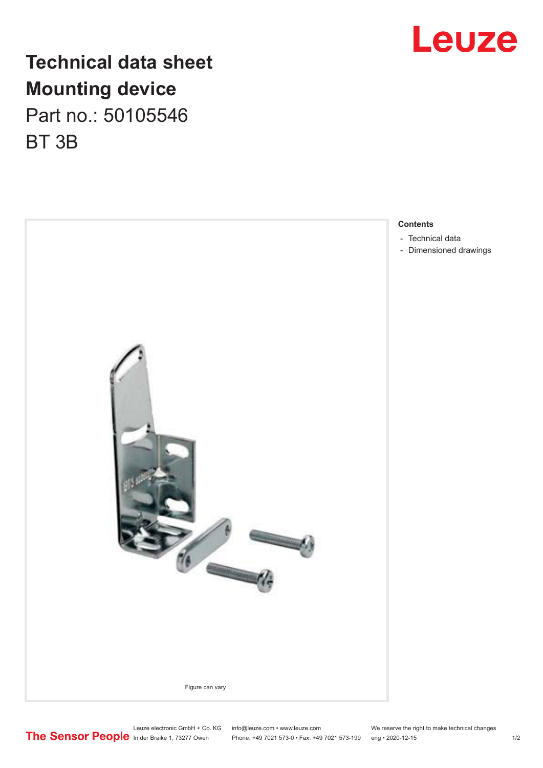# Technical data sheet
# Mounting device

Part no.: 50105546

BT 3B

Figure can vary

**Contents**

- Technical data
- Dimensioned drawings

Leuze electronic GmbH + Co. KG
In der Braike 1, 73277 Owen

info@leuze.com • www.leuze.com
Phone: +49 7021 573-0 • Fax: +49 7021 573-199

We reserve the right to make technical changes
eng • 2020-12-15

The Sensor People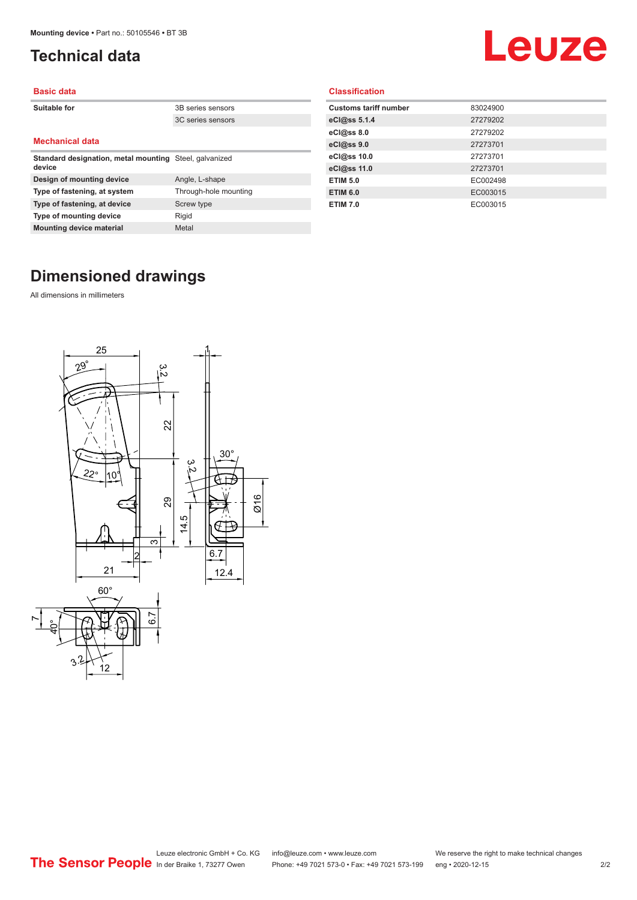# Technical data

## Basic data

| | |
|---|---|
| **Suitable for** | 3B series sensors |
| | 3C series sensors |

## Mechanical data

| | |
|---|---|
| **Standard designation, metal mounting device** | Steel, galvanized |
| **Design of mounting device** | Angle, L-shape |
| **Type of fastening, at system** | Through-hole mounting |
| **Type of fastening, at device** | Screw type |
| **Type of mounting device** | Rigid |
| **Mounting device material** | Metal |

## Classification

| | |
|---|---|
| **Customs tariff number** | 83024900 |
| **eCl@ss 5.1.4** | 27279202 |
| **eCl@ss 8.0** | 27279202 |
| **eCl@ss 9.0** | 27273701 |
| **eCl@ss 10.0** | 27273701 |
| **eCl@ss 11.0** | 27273701 |
| **ETIM 5.0** | EC002498 |
| **ETIM 6.0** | EC003015 |
| **ETIM 7.0** | EC003015 |

# Dimensioned drawings

All dimensions in millimeters

25
29°
3.2
22
22°
10°
29
3
2
21
1
3.2
30°
14.5
Ø16
6.7
12.4
60°
7
40°
6.7
3.2
12